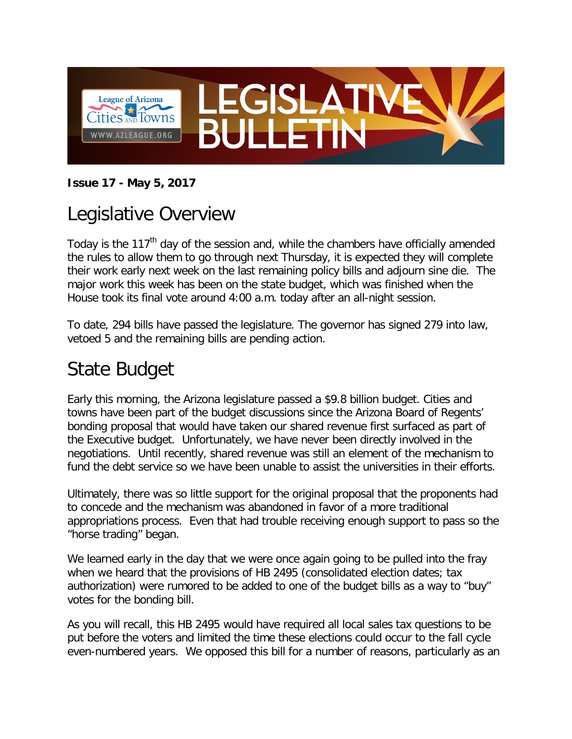# LEGISLATIVE BULLETIN

League of Arizona Cities and Towns
WWW.AZLEAGUE.ORG

**Issue 17 - May 5, 2017**

## Legislative Overview

Today is the 117th day of the session and, while the chambers have officially amended the rules to allow them to go through next Thursday, it is expected they will complete their work early next week on the last remaining policy bills and adjourn sine die. The major work this week has been on the state budget, which was finished when the House took its final vote around 4:00 a.m. today after an all-night session.

To date, 294 bills have passed the legislature. The governor has signed 279 into law, vetoed 5 and the remaining bills are pending action.

## State Budget

Early this morning, the Arizona legislature passed a $9.8 billion budget. Cities and towns have been part of the budget discussions since the Arizona Board of Regents' bonding proposal that would have taken our shared revenue first surfaced as part of the Executive budget. Unfortunately, we have never been directly involved in the negotiations. Until recently, shared revenue was still an element of the mechanism to fund the debt service so we have been unable to assist the universities in their efforts.

Ultimately, there was so little support for the original proposal that the proponents had to concede and the mechanism was abandoned in favor of a more traditional appropriations process. Even that had trouble receiving enough support to pass so the "horse trading" began.

We learned early in the day that we were once again going to be pulled into the fray when we heard that the provisions of HB 2495 (consolidated election dates; tax authorization) were rumored to be added to one of the budget bills as a way to "buy" votes for the bonding bill.

As you will recall, this HB 2495 would have required all local sales tax questions to be put before the voters and limited the time these elections could occur to the fall cycle even-numbered years. We opposed this bill for a number of reasons, particularly as an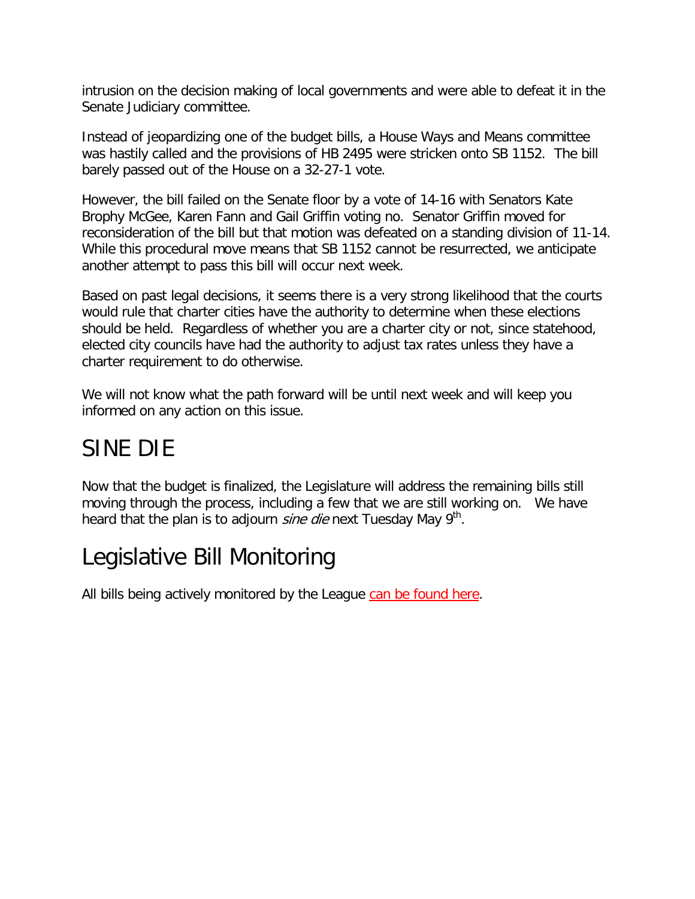intrusion on the decision making of local governments and were able to defeat it in the Senate Judiciary committee.

Instead of jeopardizing one of the budget bills, a House Ways and Means committee was hastily called and the provisions of HB 2495 were stricken onto SB 1152. The bill barely passed out of the House on a 32-27-1 vote.

However, the bill failed on the Senate floor by a vote of 14-16 with Senators Kate Brophy McGee, Karen Fann and Gail Griffin voting no. Senator Griffin moved for reconsideration of the bill but that motion was defeated on a standing division of 11-14. While this procedural move means that SB 1152 cannot be resurrected, we anticipate another attempt to pass this bill will occur next week.

Based on past legal decisions, it seems there is a very strong likelihood that the courts would rule that charter cities have the authority to determine when these elections should be held. Regardless of whether you are a charter city or not, since statehood, elected city councils have had the authority to adjust tax rates unless they have a charter requirement to do otherwise.

We will not know what the path forward will be until next week and will keep you informed on any action on this issue.

## SINE DIE

Now that the budget is finalized, the Legislature will address the remaining bills still moving through the process, including a few that we are still working on. We have heard that the plan is to adjourn *sine die* next Tuesday May 9th.

## Legislative Bill Monitoring

All bills being actively monitored by the League can be found here.